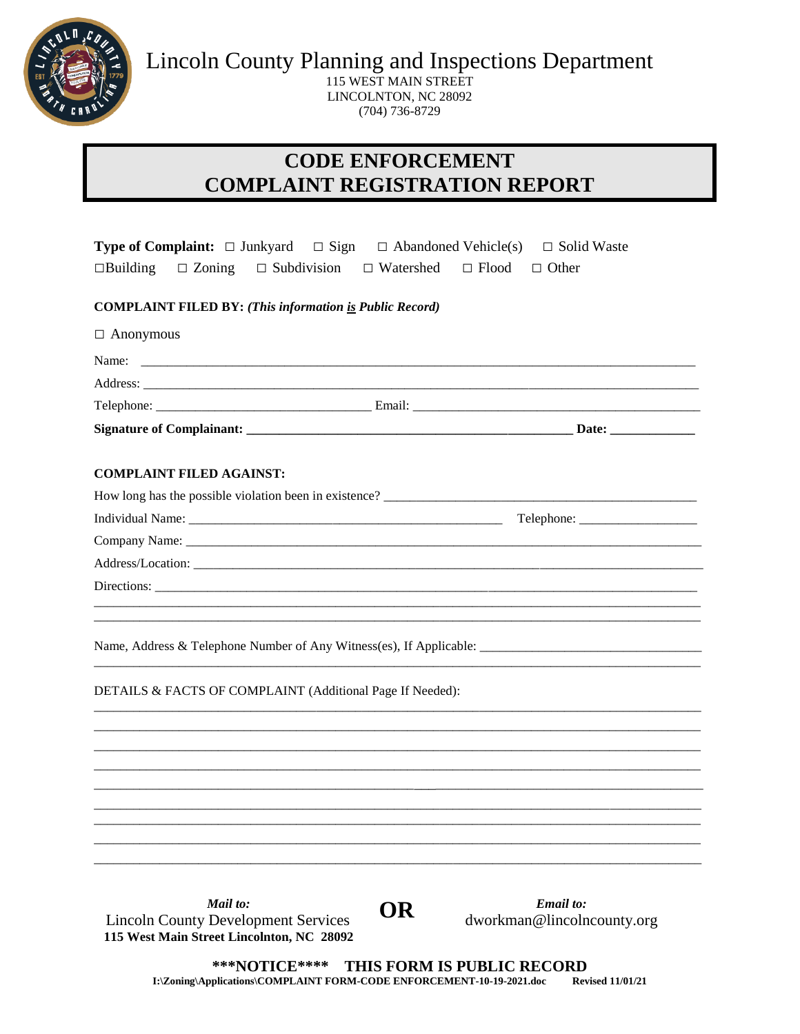# Lincoln County Planning and Inspections Department

115 WEST MAIN STREET
LINCOLNTON, NC 28092
(704) 736-8729

## CODE ENFORCEMENT
## COMPLAINT REGISTRATION REPORT

**Type of Complaint:** □ Junkyard □ Sign □ Abandoned Vehicle(s) □ Solid Waste □Building □ Zoning □ Subdivision □ Watershed □ Flood □ Other

**COMPLAINT FILED BY:** ***(This information <u>is</u> Public Record)***

□ Anonymous

Name: ______________________________________________________________________________

Address: ____________________________________________________________________________

Telephone: _______________________________ Email: ________________________________________

**Signature of Complainant: _______________________________________________ Date: ____________**

**COMPLAINT FILED AGAINST:**

How long has the possible violation been in existence? ______________________________________________

Individual Name: ______________________________________________ Telephone: _________________

Company Name: _______________________________________________________________________

Address/Location: ______________________________________________________________________

Directions: ___________________________________________________________________________

______________________________________________________________________________________

______________________________________________________________________________________

Name, Address & Telephone Number of Any Witness(es), If Applicable: ________________________________

______________________________________________________________________________________

DETAILS & FACTS OF COMPLAINT (Additional Page If Needed):

______________________________________________________________________________________

______________________________________________________________________________________

______________________________________________________________________________________

______________________________________________________________________________________

______________________________________________________________________________________

______________________________________________________________________________________

______________________________________________________________________________________

______________________________________________________________________________________

______________________________________________________________________________________

***Mail to:***
Lincoln County Development Services
**115 West Main Street Lincolnton, NC 28092**

**OR**

***Email to:***
dworkman@lincolncounty.org

**\*\*\*NOTICE\*\*\*\* THIS FORM IS PUBLIC RECORD**

**I:\Zoning\Applications\COMPLAINT FORM-CODE ENFORCEMENT-10-19-2021.doc Revised 11/01/21**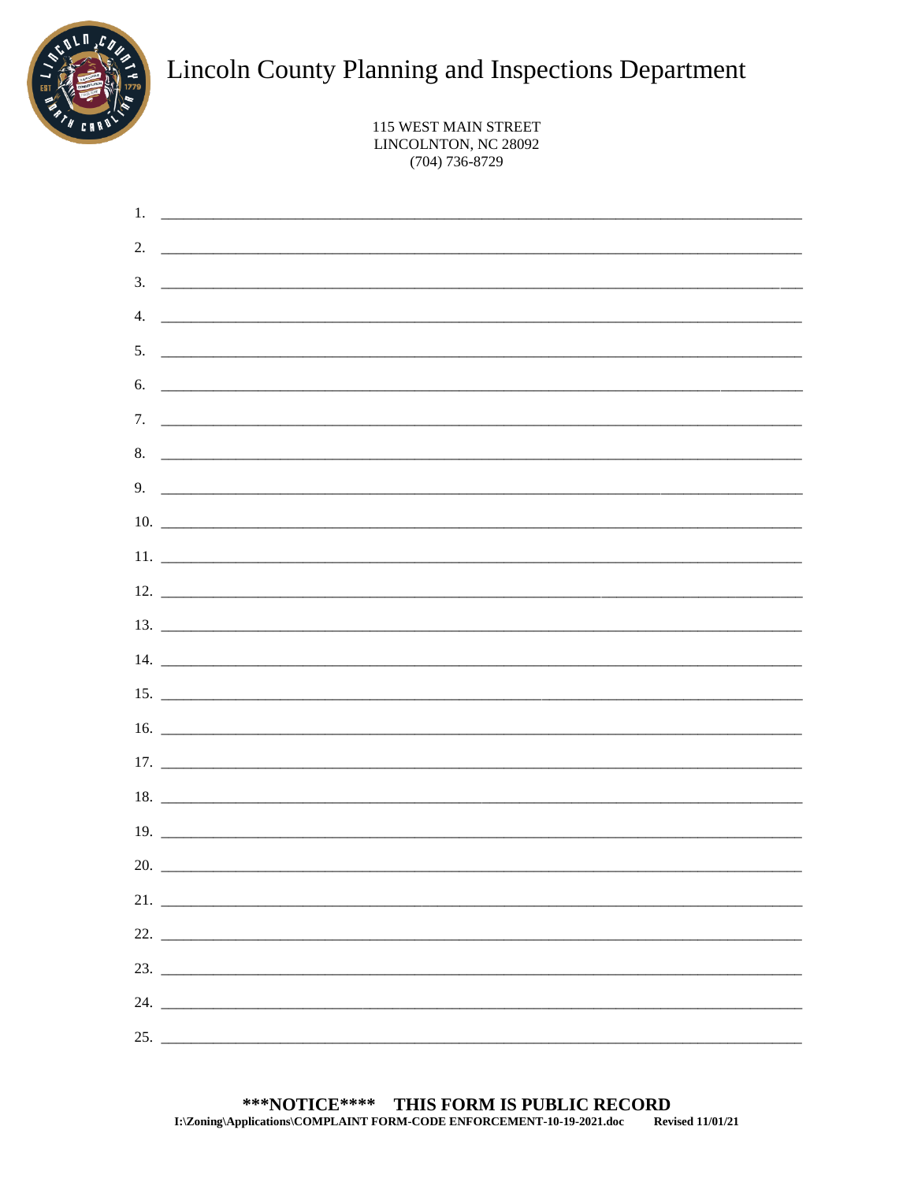# Lincoln County Planning and Inspections Department

115 WEST MAIN STREET
LINCOLNTON, NC 28092
(704) 736-8729

1. ______________________________________________________________________________
2. ______________________________________________________________________________
3. ______________________________________________________________________________
4. ______________________________________________________________________________
5. ______________________________________________________________________________
6. ______________________________________________________________________________
7. ______________________________________________________________________________
8. ______________________________________________________________________________
9. ______________________________________________________________________________
10. _____________________________________________________________________________
11. _____________________________________________________________________________
12. _____________________________________________________________________________
13. _____________________________________________________________________________
14. _____________________________________________________________________________
15. _____________________________________________________________________________
16. _____________________________________________________________________________
17. _____________________________________________________________________________
18. _____________________________________________________________________________
19. _____________________________________________________________________________
20. _____________________________________________________________________________
21. _____________________________________________________________________________
22. _____________________________________________________________________________
23. _____________________________________________________________________________
24. _____________________________________________________________________________
25. _____________________________________________________________________________

**\*\*\*NOTICE\*\*\*\*  THIS FORM IS PUBLIC RECORD**

**I:\Zoning\Applications\COMPLAINT FORM-CODE ENFORCEMENT-10-19-2021.doc  Revised 11/01/21**